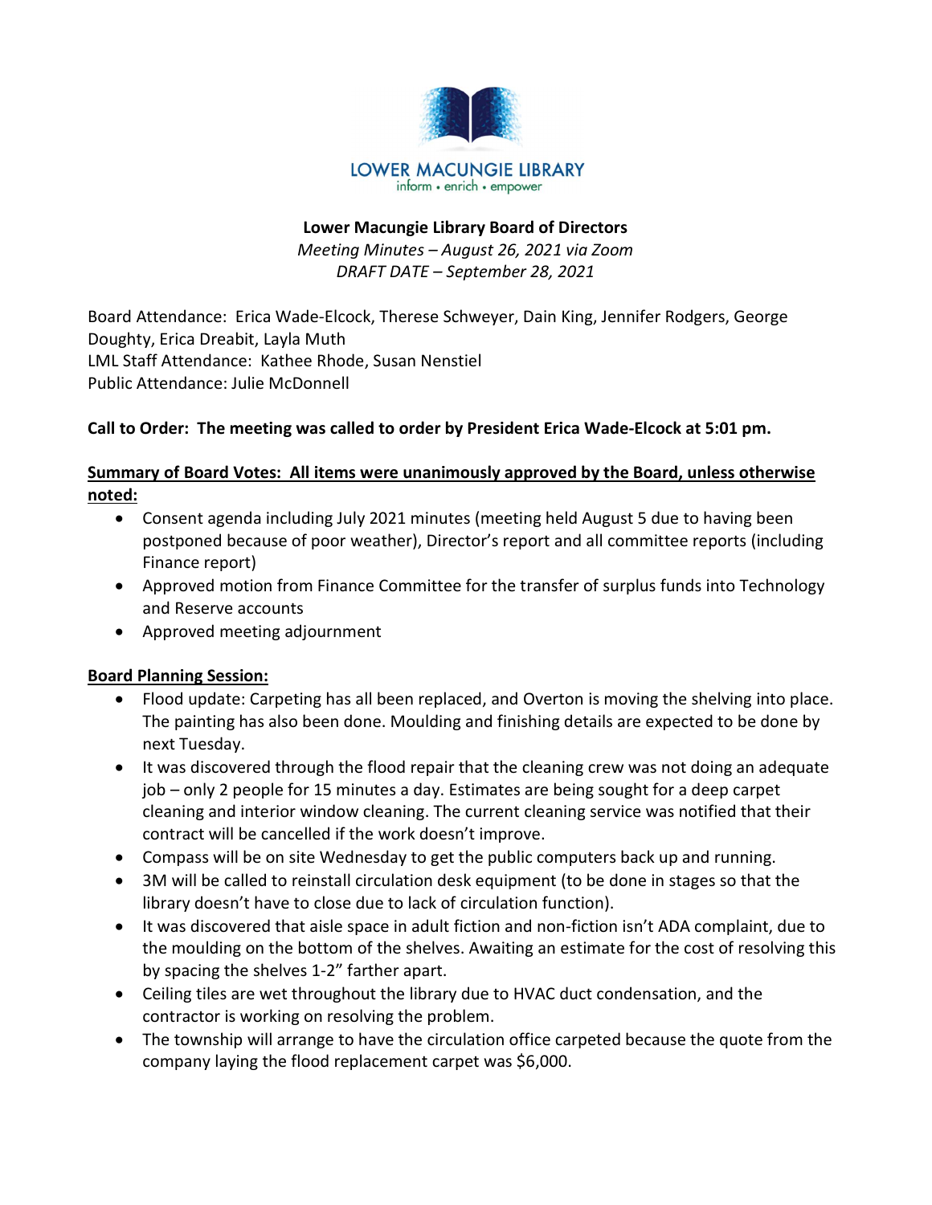LOWER MACUNGIE LIBRARY
inform • enrich • empower

**Lower Macungie Library Board of Directors**

*Meeting Minutes – August 26, 2021 via Zoom*
*DRAFT DATE – September 28, 2021*

Board Attendance: Erica Wade-Elcock, Therese Schweyer, Dain King, Jennifer Rodgers, George Doughty, Erica Dreabit, Layla Muth
LML Staff Attendance: Kathee Rhode, Susan Nenstiel
Public Attendance: Julie McDonnell

**Call to Order: The meeting was called to order by President Erica Wade-Elcock at 5:01 pm.**

**Summary of Board Votes: All items were unanimously approved by the Board, unless otherwise noted:**

- Consent agenda including July 2021 minutes (meeting held August 5 due to having been postponed because of poor weather), Director's report and all committee reports (including Finance report)
- Approved motion from Finance Committee for the transfer of surplus funds into Technology and Reserve accounts
- Approved meeting adjournment

**Board Planning Session:**

- Flood update: Carpeting has all been replaced, and Overton is moving the shelving into place. The painting has also been done. Moulding and finishing details are expected to be done by next Tuesday.
- It was discovered through the flood repair that the cleaning crew was not doing an adequate job – only 2 people for 15 minutes a day. Estimates are being sought for a deep carpet cleaning and interior window cleaning. The current cleaning service was notified that their contract will be cancelled if the work doesn't improve.
- Compass will be on site Wednesday to get the public computers back up and running.
- 3M will be called to reinstall circulation desk equipment (to be done in stages so that the library doesn't have to close due to lack of circulation function).
- It was discovered that aisle space in adult fiction and non-fiction isn't ADA complaint, due to the moulding on the bottom of the shelves. Awaiting an estimate for the cost of resolving this by spacing the shelves 1-2" farther apart.
- Ceiling tiles are wet throughout the library due to HVAC duct condensation, and the contractor is working on resolving the problem.
- The township will arrange to have the circulation office carpeted because the quote from the company laying the flood replacement carpet was $6,000.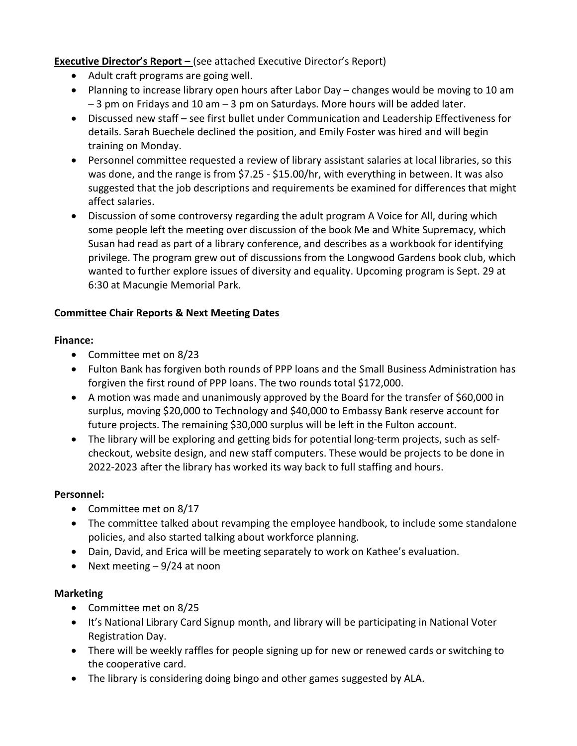**Executive Director's Report –** (see attached Executive Director's Report)

- Adult craft programs are going well.
- Planning to increase library open hours after Labor Day – changes would be moving to 10 am – 3 pm on Fridays and 10 am – 3 pm on Saturdays. More hours will be added later.
- Discussed new staff – see first bullet under Communication and Leadership Effectiveness for details. Sarah Buechele declined the position, and Emily Foster was hired and will begin training on Monday.
- Personnel committee requested a review of library assistant salaries at local libraries, so this was done, and the range is from $7.25 - $15.00/hr, with everything in between. It was also suggested that the job descriptions and requirements be examined for differences that might affect salaries.
- Discussion of some controversy regarding the adult program A Voice for All, during which some people left the meeting over discussion of the book Me and White Supremacy, which Susan had read as part of a library conference, and describes as a workbook for identifying privilege. The program grew out of discussions from the Longwood Gardens book club, which wanted to further explore issues of diversity and equality. Upcoming program is Sept. 29 at 6:30 at Macungie Memorial Park.

**Committee Chair Reports & Next Meeting Dates**

**Finance:**

- Committee met on 8/23
- Fulton Bank has forgiven both rounds of PPP loans and the Small Business Administration has forgiven the first round of PPP loans. The two rounds total $172,000.
- A motion was made and unanimously approved by the Board for the transfer of $60,000 in surplus, moving $20,000 to Technology and $40,000 to Embassy Bank reserve account for future projects. The remaining $30,000 surplus will be left in the Fulton account.
- The library will be exploring and getting bids for potential long-term projects, such as self-checkout, website design, and new staff computers. These would be projects to be done in 2022-2023 after the library has worked its way back to full staffing and hours.

**Personnel:**

- Committee met on 8/17
- The committee talked about revamping the employee handbook, to include some standalone policies, and also started talking about workforce planning.
- Dain, David, and Erica will be meeting separately to work on Kathee's evaluation.
- Next meeting – 9/24 at noon

**Marketing**

- Committee met on 8/25
- It's National Library Card Signup month, and library will be participating in National Voter Registration Day.
- There will be weekly raffles for people signing up for new or renewed cards or switching to the cooperative card.
- The library is considering doing bingo and other games suggested by ALA.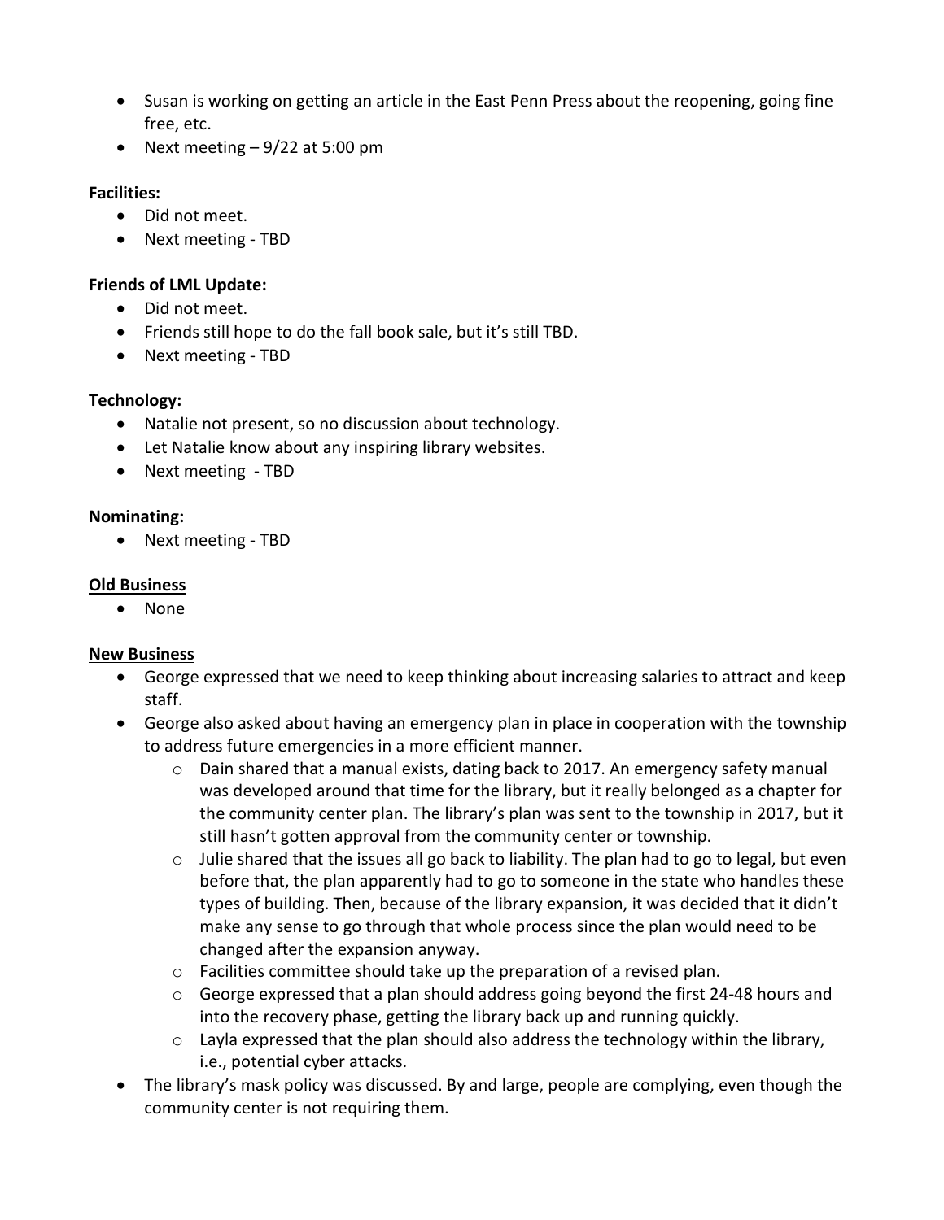- Susan is working on getting an article in the East Penn Press about the reopening, going fine free, etc.
- Next meeting – 9/22 at 5:00 pm

**Facilities:**

- Did not meet.
- Next meeting - TBD

**Friends of LML Update:**

- Did not meet.
- Friends still hope to do the fall book sale, but it's still TBD.
- Next meeting - TBD

**Technology:**

- Natalie not present, so no discussion about technology.
- Let Natalie know about any inspiring library websites.
- Next meeting - TBD

**Nominating:**

- Next meeting - TBD

**Old Business**

- None

**New Business**

- George expressed that we need to keep thinking about increasing salaries to attract and keep staff.
- George also asked about having an emergency plan in place in cooperation with the township to address future emergencies in a more efficient manner.
  - Dain shared that a manual exists, dating back to 2017. An emergency safety manual was developed around that time for the library, but it really belonged as a chapter for the community center plan. The library's plan was sent to the township in 2017, but it still hasn't gotten approval from the community center or township.
  - Julie shared that the issues all go back to liability. The plan had to go to legal, but even before that, the plan apparently had to go to someone in the state who handles these types of building. Then, because of the library expansion, it was decided that it didn't make any sense to go through that whole process since the plan would need to be changed after the expansion anyway.
  - Facilities committee should take up the preparation of a revised plan.
  - George expressed that a plan should address going beyond the first 24-48 hours and into the recovery phase, getting the library back up and running quickly.
  - Layla expressed that the plan should also address the technology within the library, i.e., potential cyber attacks.
- The library's mask policy was discussed. By and large, people are complying, even though the community center is not requiring them.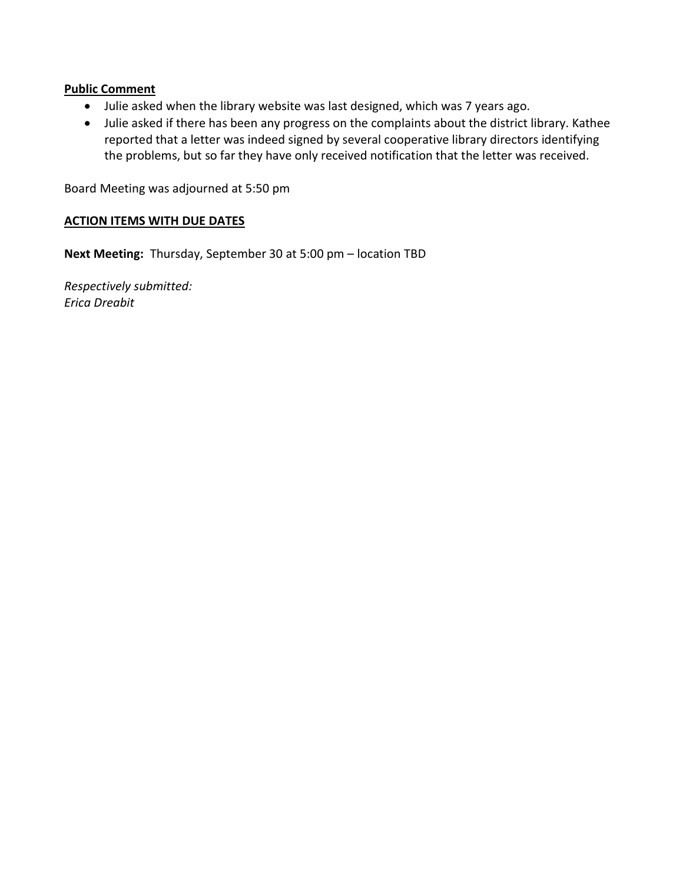**Public Comment**

- Julie asked when the library website was last designed, which was 7 years ago.
- Julie asked if there has been any progress on the complaints about the district library. Kathee reported that a letter was indeed signed by several cooperative library directors identifying the problems, but so far they have only received notification that the letter was received.

Board Meeting was adjourned at 5:50 pm

**ACTION ITEMS WITH DUE DATES**

**Next Meeting:** Thursday, September 30 at 5:00 pm – location TBD

*Respectively submitted:*
*Erica Dreabit*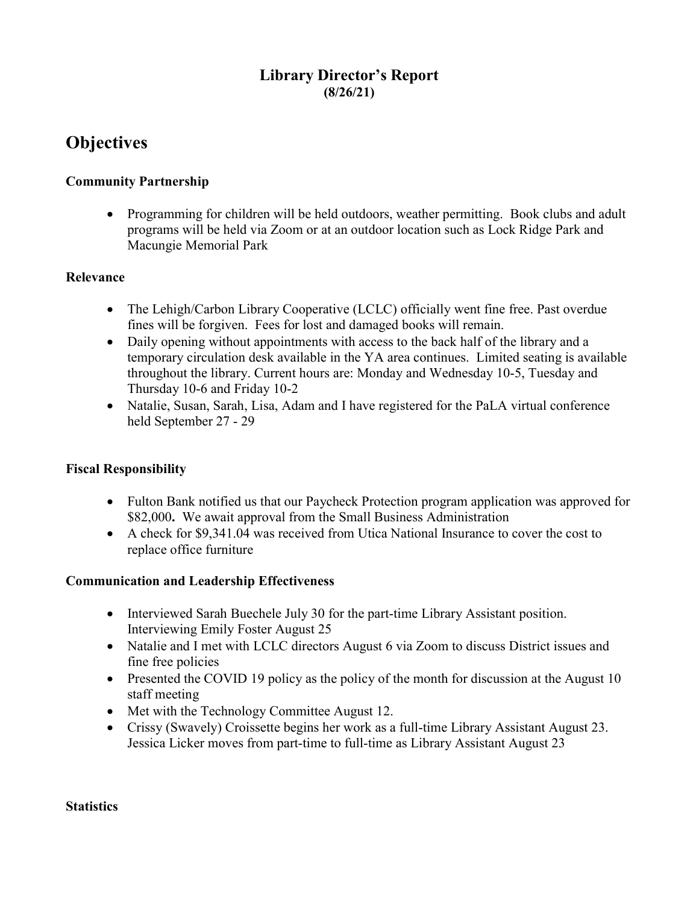# Library Director's Report
**(8/26/21)**

## Objectives

### Community Partnership

- Programming for children will be held outdoors, weather permitting. Book clubs and adult programs will be held via Zoom or at an outdoor location such as Lock Ridge Park and Macungie Memorial Park

### Relevance

- The Lehigh/Carbon Library Cooperative (LCLC) officially went fine free. Past overdue fines will be forgiven. Fees for lost and damaged books will remain.
- Daily opening without appointments with access to the back half of the library and a temporary circulation desk available in the YA area continues. Limited seating is available throughout the library. Current hours are: Monday and Wednesday 10-5, Tuesday and Thursday 10-6 and Friday 10-2
- Natalie, Susan, Sarah, Lisa, Adam and I have registered for the PaLA virtual conference held September 27 - 29

### Fiscal Responsibility

- Fulton Bank notified us that our Paycheck Protection program application was approved for $82,000**.** We await approval from the Small Business Administration
- A check for $9,341.04 was received from Utica National Insurance to cover the cost to replace office furniture

### Communication and Leadership Effectiveness

- Interviewed Sarah Buechele July 30 for the part-time Library Assistant position. Interviewing Emily Foster August 25
- Natalie and I met with LCLC directors August 6 via Zoom to discuss District issues and fine free policies
- Presented the COVID 19 policy as the policy of the month for discussion at the August 10 staff meeting
- Met with the Technology Committee August 12.
- Crissy (Swavely) Croissette begins her work as a full-time Library Assistant August 23. Jessica Licker moves from part-time to full-time as Library Assistant August 23

### Statistics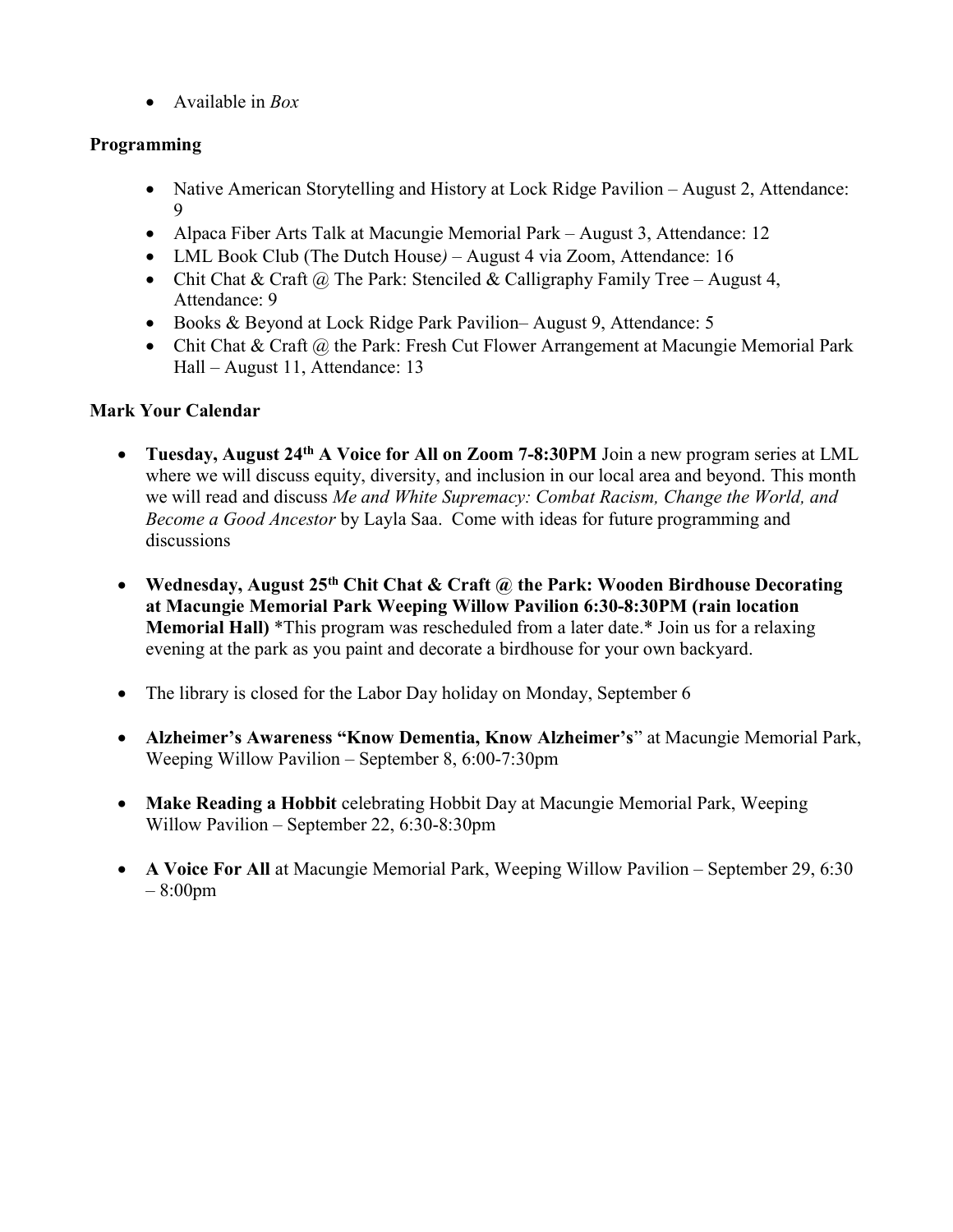- Available in *Box*

**Programming**

- Native American Storytelling and History at Lock Ridge Pavilion – August 2, Attendance: 9
- Alpaca Fiber Arts Talk at Macungie Memorial Park – August 3, Attendance: 12
- LML Book Club (The Dutch House*)* – August 4 via Zoom, Attendance: 16
- Chit Chat & Craft @ The Park: Stenciled & Calligraphy Family Tree – August 4, Attendance: 9
- Books & Beyond at Lock Ridge Park Pavilion– August 9, Attendance: 5
- Chit Chat & Craft @ the Park: Fresh Cut Flower Arrangement at Macungie Memorial Park Hall – August 11, Attendance: 13

**Mark Your Calendar**

- **Tuesday, August 24th A Voice for All on Zoom 7-8:30PM** Join a new program series at LML where we will discuss equity, diversity, and inclusion in our local area and beyond. This month we will read and discuss *Me and White Supremacy: Combat Racism, Change the World, and Become a Good Ancestor* by Layla Saa. Come with ideas for future programming and discussions

- **Wednesday, August 25th Chit Chat & Craft @ the Park: Wooden Birdhouse Decorating at Macungie Memorial Park Weeping Willow Pavilion 6:30-8:30PM (rain location Memorial Hall)** *This program was rescheduled from a later date.* Join us for a relaxing evening at the park as you paint and decorate a birdhouse for your own backyard.

- The library is closed for the Labor Day holiday on Monday, September 6

- **Alzheimer's Awareness "Know Dementia, Know Alzheimer's**" at Macungie Memorial Park, Weeping Willow Pavilion – September 8, 6:00-7:30pm

- **Make Reading a Hobbit** celebrating Hobbit Day at Macungie Memorial Park, Weeping Willow Pavilion – September 22, 6:30-8:30pm

- **A Voice For All** at Macungie Memorial Park, Weeping Willow Pavilion – September 29, 6:30 – 8:00pm